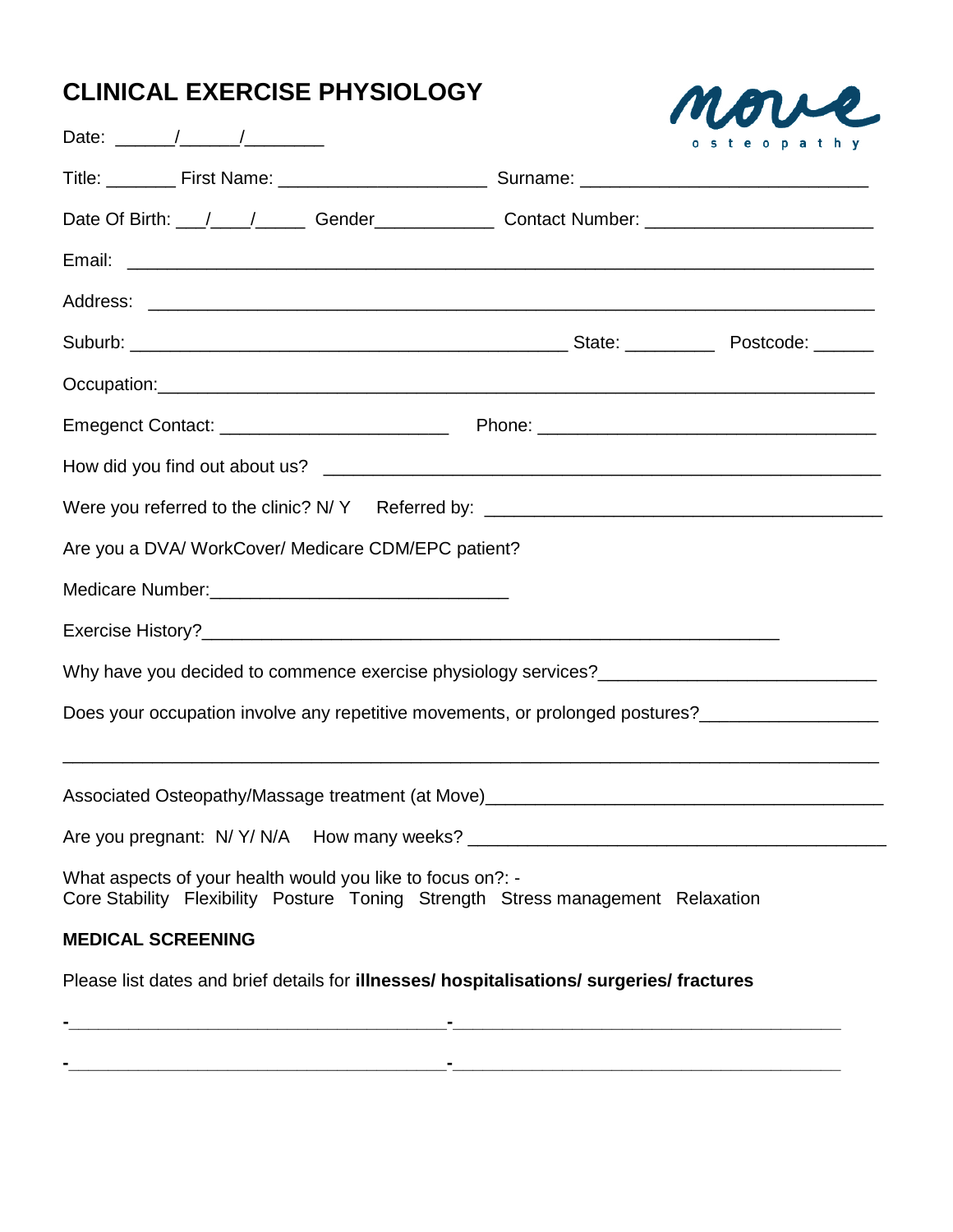# CLINICAL EXERCISE PHYSIOLOGY

move
osteopathy

Date: ______/______/________

Title: _______ First Name: _____________________ Surname: ____________________________

Date Of Birth: ___/____/_____ Gender____________ Contact Number: ______________________

Email: ________________________________________________________________________

Address: ______________________________________________________________________

Suburb: ____________________________________________ State: _________ Postcode: ______

Occupation:_____________________________________________________________________

Emegenct Contact: _______________________ Phone: __________________________________

How did you find out about us? ______________________________________________________

Were you referred to the clinic? N/ Y Referred by: _______________________________________

Are you a DVA/ WorkCover/ Medicare CDM/EPC patient?

Medicare Number:______________________________

Exercise History?_____________________________________________________________

Why have you decided to commence exercise physiology services?___________________________

Does your occupation involve any repetitive movements, or prolonged postures?_________________

_______________________________________________________________________________

Associated Osteopathy/Massage treatment (at Move)______________________________________

Are you pregnant: N/ Y/ N/A How many weeks? __________________________________________

What aspects of your health would you like to focus on?: -
Core Stability Flexibility Posture Toning Strength Stress management Relaxation

**MEDICAL SCREENING**

Please list dates and brief details for **illnesses/ hospitalisations/ surgeries/ fractures**

-______________________________________ -______________________________________

-______________________________________ -______________________________________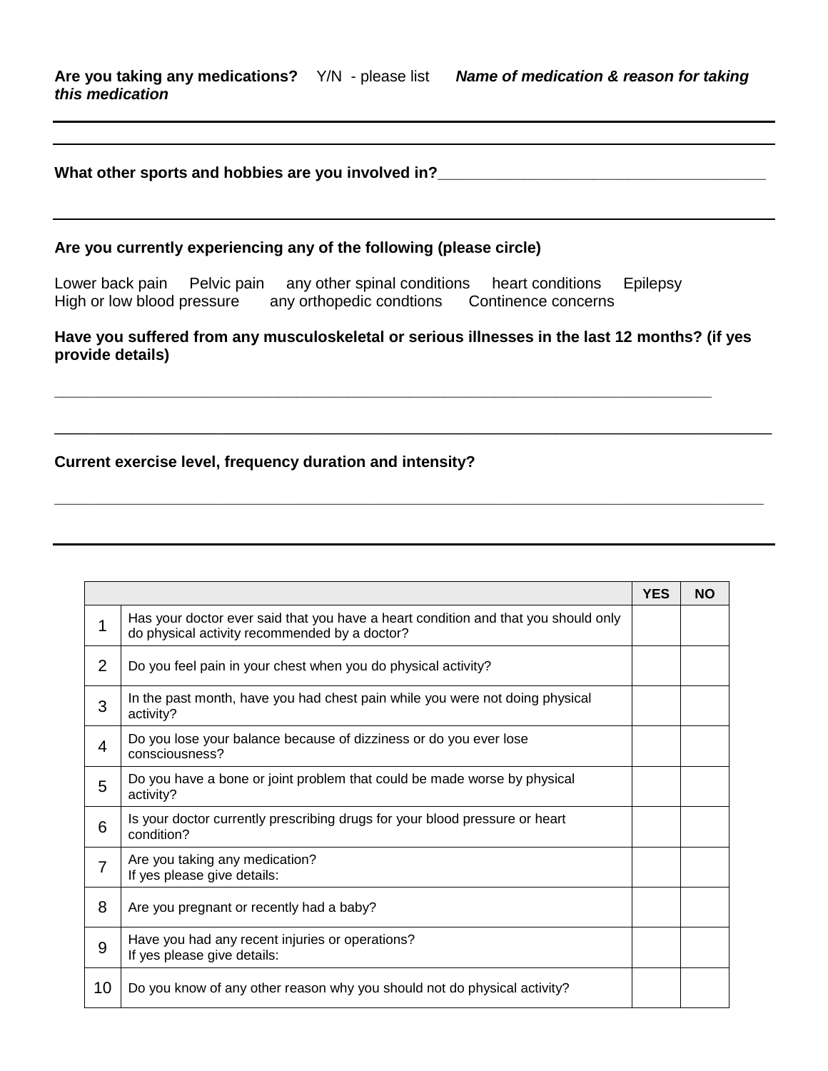**Are you taking any medications?** Y/N - please list ***Name of medication & reason for taking this medication***

---

---

**What other sports and hobbies are you involved in?**________________________________________

---

**Are you currently experiencing any of the following (please circle)**

Lower back pain   Pelvic pain   any other spinal conditions   heart conditions   Epilepsy
High or low blood pressure   any orthopedic condtions   Continence concerns

**Have you suffered from any musculoskeletal or serious illnesses in the last 12 months? (if yes provide details)**

________________________________________________________________________________

________________________________________________________________________________

**Current exercise level, frequency duration and intensity?**

________________________________________________________________________________

---

| | | YES | NO |
|---|---|---|---|
| 1 | Has your doctor ever said that you have a heart condition and that you should only do physical activity recommended by a doctor? | | |
| 2 | Do you feel pain in your chest when you do physical activity? | | |
| 3 | In the past month, have you had chest pain while you were not doing physical activity? | | |
| 4 | Do you lose your balance because of dizziness or do you ever lose consciousness? | | |
| 5 | Do you have a bone or joint problem that could be made worse by physical activity? | | |
| 6 | Is your doctor currently prescribing drugs for your blood pressure or heart condition? | | |
| 7 | Are you taking any medication?<br>If yes please give details: | | |
| 8 | Are you pregnant or recently had a baby? | | |
| 9 | Have you had any recent injuries or operations?<br>If yes please give details: | | |
| 10 | Do you know of any other reason why you should not do physical activity? | | |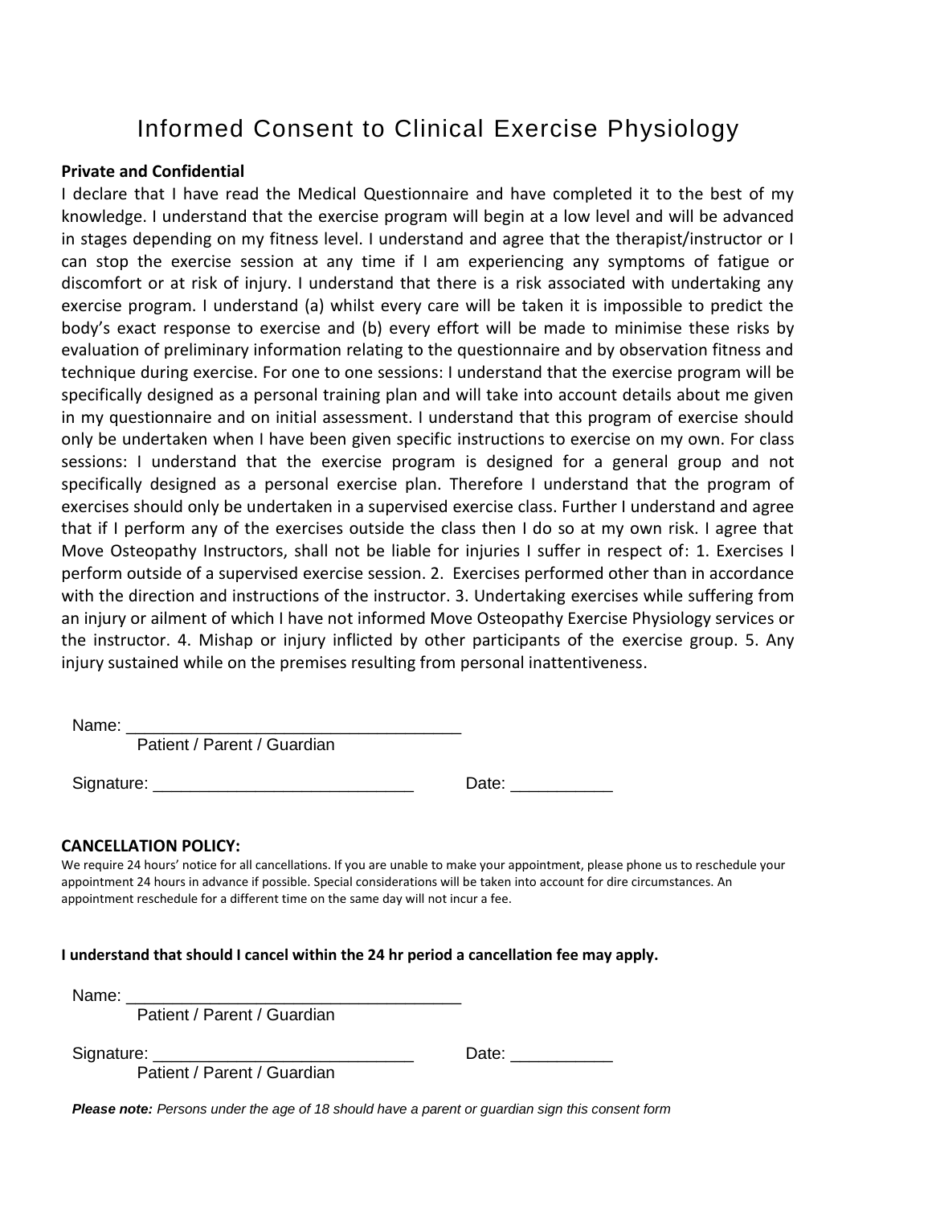# Informed Consent to Clinical Exercise Physiology

**Private and Confidential**

I declare that I have read the Medical Questionnaire and have completed it to the best of my knowledge. I understand that the exercise program will begin at a low level and will be advanced in stages depending on my fitness level. I understand and agree that the therapist/instructor or I can stop the exercise session at any time if I am experiencing any symptoms of fatigue or discomfort or at risk of injury. I understand that there is a risk associated with undertaking any exercise program. I understand (a) whilst every care will be taken it is impossible to predict the body's exact response to exercise and (b) every effort will be made to minimise these risks by evaluation of preliminary information relating to the questionnaire and by observation fitness and technique during exercise. For one to one sessions: I understand that the exercise program will be specifically designed as a personal training plan and will take into account details about me given in my questionnaire and on initial assessment. I understand that this program of exercise should only be undertaken when I have been given specific instructions to exercise on my own. For class sessions: I understand that the exercise program is designed for a general group and not specifically designed as a personal exercise plan. Therefore I understand that the program of exercises should only be undertaken in a supervised exercise class. Further I understand and agree that if I perform any of the exercises outside the class then I do so at my own risk. I agree that Move Osteopathy Instructors, shall not be liable for injuries I suffer in respect of: 1. Exercises I perform outside of a supervised exercise session. 2. Exercises performed other than in accordance with the direction and instructions of the instructor. 3. Undertaking exercises while suffering from an injury or ailment of which I have not informed Move Osteopathy Exercise Physiology services or the instructor. 4. Mishap or injury inflicted by other participants of the exercise group. 5. Any injury sustained while on the premises resulting from personal inattentiveness.

Name: ____________________________________
Patient / Parent / Guardian

Signature: ____________________________ Date: ___________

**CANCELLATION POLICY:**

We require 24 hours' notice for all cancellations. If you are unable to make your appointment, please phone us to reschedule your appointment 24 hours in advance if possible. Special considerations will be taken into account for dire circumstances. An appointment reschedule for a different time on the same day will not incur a fee.

**I understand that should I cancel within the 24 hr period a cancellation fee may apply.**

Name: ____________________________________
Patient / Parent / Guardian

Signature: ____________________________ Date: ___________
Patient / Parent / Guardian

***Please note:*** *Persons under the age of 18 should have a parent or guardian sign this consent form*